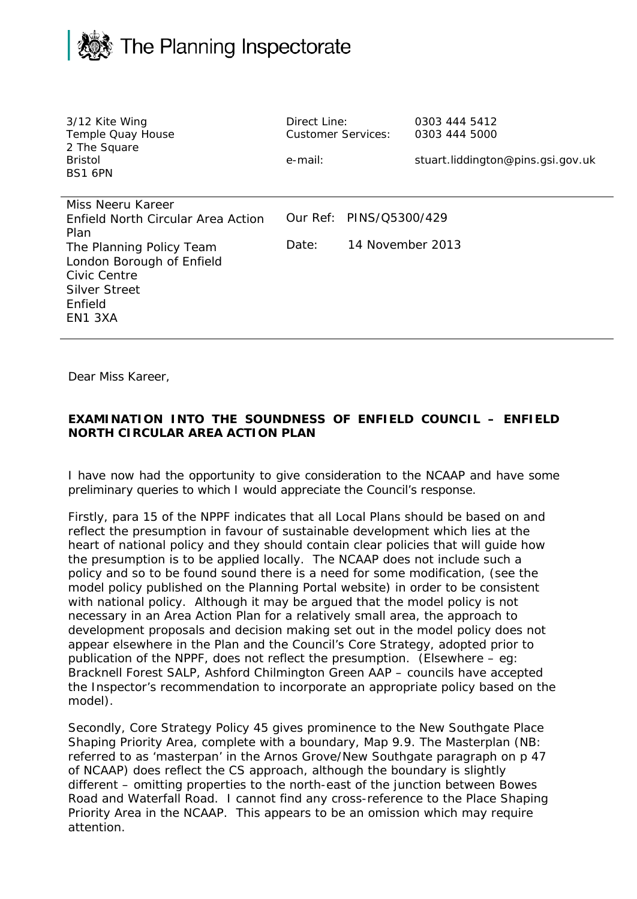The Planning Inspectorate

3/12 Kite Wing
Temple Quay House
2 The Square
Bristol
BS1 6PN

Direct Line: 0303 444 5412
Customer Services: 0303 444 5000
e-mail: stuart.liddington@pins.gsi.gov.uk

Miss Neeru Kareer
Enfield North Circular Area Action Plan
The Planning Policy Team
London Borough of Enfield
Civic Centre
Silver Street
Enfield
EN1 3XA

Our Ref: PINS/Q5300/429
Date: 14 November 2013

Dear Miss Kareer,

**EXAMINATION INTO THE SOUNDNESS OF ENFIELD COUNCIL – ENFIELD NORTH CIRCULAR AREA ACTION PLAN**

I have now had the opportunity to give consideration to the NCAAP and have some preliminary queries to which I would appreciate the Council's response.

Firstly, para 15 of the NPPF indicates that all Local Plans should be based on and reflect the presumption in favour of sustainable development which lies at the heart of national policy and they should contain clear policies that will guide how the presumption is to be applied locally. The NCAAP does not include such a policy and so to be found sound there is a need for some modification, (see the model policy published on the Planning Portal website) in order to be consistent with national policy. Although it may be argued that the model policy is not necessary in an Area Action Plan for a relatively small area, the approach to development proposals and decision making set out in the model policy does not appear elsewhere in the Plan and the Council's Core Strategy, adopted prior to publication of the NPPF, does not reflect the presumption. (Elsewhere – eg: Bracknell Forest SALP, Ashford Chilmington Green AAP – councils have accepted the Inspector's recommendation to incorporate an appropriate policy based on the model).

Secondly, Core Strategy Policy 45 gives prominence to the New Southgate Place Shaping Priority Area, complete with a boundary, Map 9.9. The Masterplan (NB: referred to as 'masterpan' in the Arnos Grove/New Southgate paragraph on p 47 of NCAAP) does reflect the CS approach, although the boundary is slightly different – omitting properties to the north-east of the junction between Bowes Road and Waterfall Road. I cannot find any cross-reference to the Place Shaping Priority Area in the NCAAP. This appears to be an omission which may require attention.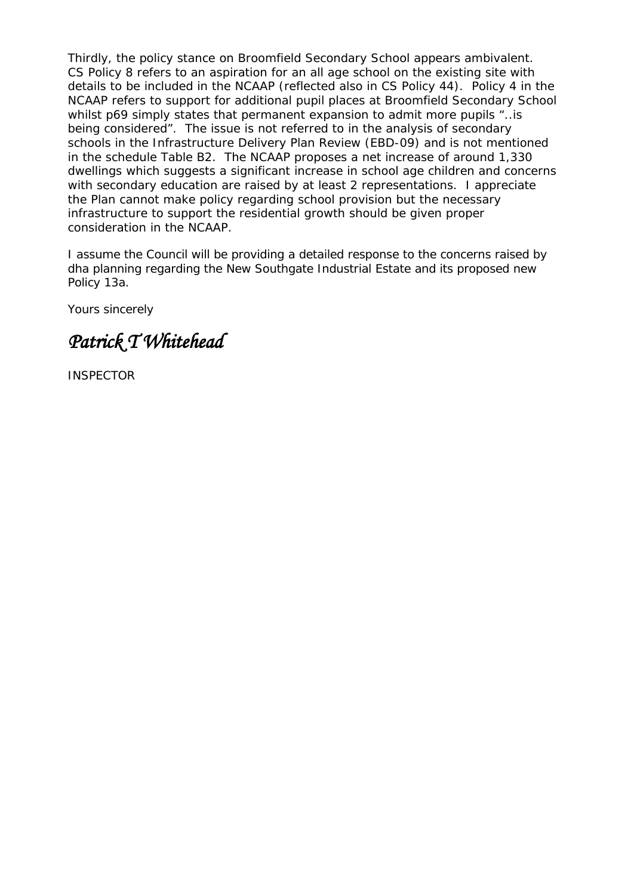Thirdly, the policy stance on Broomfield Secondary School appears ambivalent. CS Policy 8 refers to an aspiration for an all age school on the existing site with details to be included in the NCAAP (reflected also in CS Policy 44). Policy 4 in the NCAAP refers to support for additional pupil places at Broomfield Secondary School whilst p69 simply states that permanent expansion to admit more pupils "..is being considered". The issue is not referred to in the analysis of secondary schools in the Infrastructure Delivery Plan Review (EBD-09) and is not mentioned in the schedule Table B2. The NCAAP proposes a net increase of around 1,330 dwellings which suggests a significant increase in school age children and concerns with secondary education are raised by at least 2 representations. I appreciate the Plan cannot make policy regarding school provision but the necessary infrastructure to support the residential growth should be given proper consideration in the NCAAP.

I assume the Council will be providing a detailed response to the concerns raised by dha planning regarding the New Southgate Industrial Estate and its proposed new Policy 13a.

Yours sincerely

*Patrick T Whitehead*

INSPECTOR